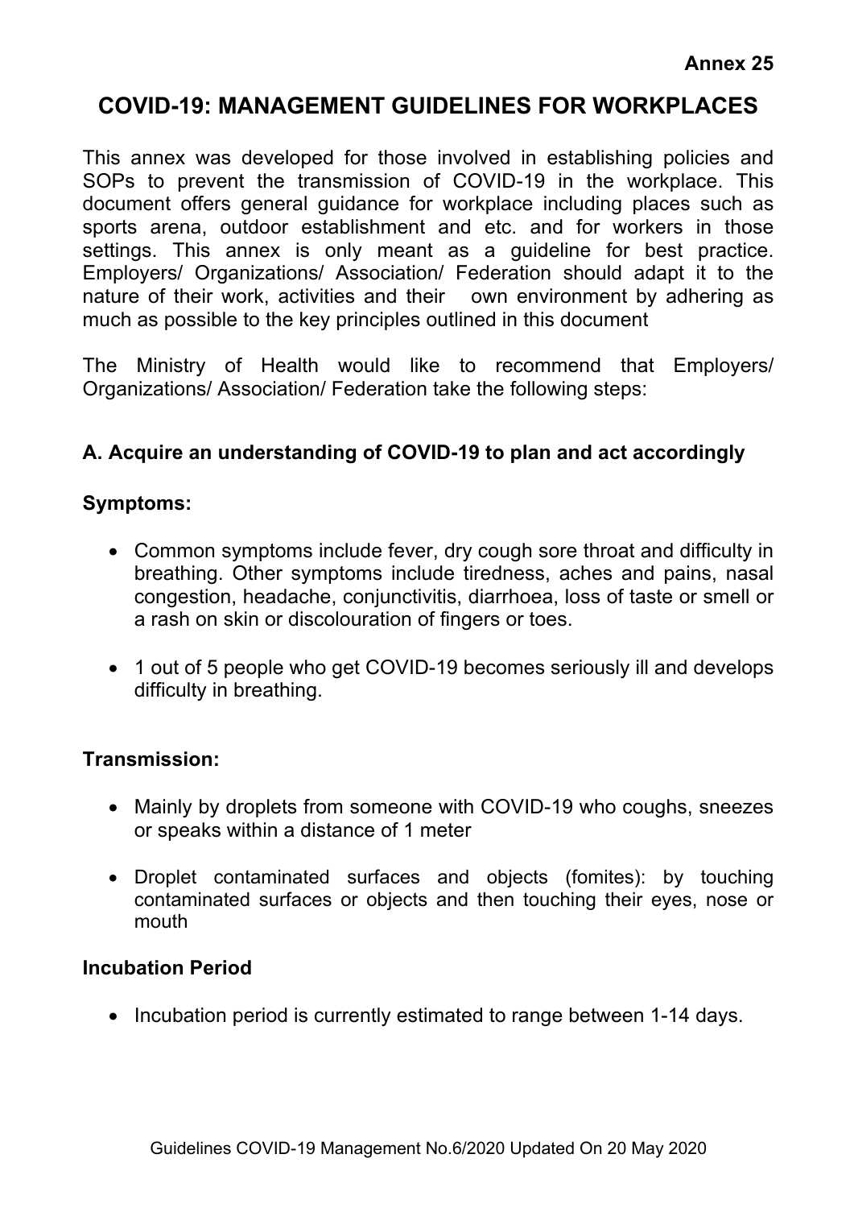**Annex 25**

# COVID-19: MANAGEMENT GUIDELINES FOR WORKPLACES

This annex was developed for those involved in establishing policies and SOPs to prevent the transmission of COVID-19 in the workplace. This document offers general guidance for workplace including places such as sports arena, outdoor establishment and etc. and for workers in those settings. This annex is only meant as a guideline for best practice. Employers/ Organizations/ Association/ Federation should adapt it to the nature of their work, activities and their own environment by adhering as much as possible to the key principles outlined in this document

The Ministry of Health would like to recommend that Employers/ Organizations/ Association/ Federation take the following steps:

## A. Acquire an understanding of COVID-19 to plan and act accordingly

### Symptoms:

- Common symptoms include fever, dry cough sore throat and difficulty in breathing. Other symptoms include tiredness, aches and pains, nasal congestion, headache, conjunctivitis, diarrhoea, loss of taste or smell or a rash on skin or discolouration of fingers or toes.
- 1 out of 5 people who get COVID-19 becomes seriously ill and develops difficulty in breathing.

### Transmission:

- Mainly by droplets from someone with COVID-19 who coughs, sneezes or speaks within a distance of 1 meter
- Droplet contaminated surfaces and objects (fomites): by touching contaminated surfaces or objects and then touching their eyes, nose or mouth

### Incubation Period

- Incubation period is currently estimated to range between 1-14 days.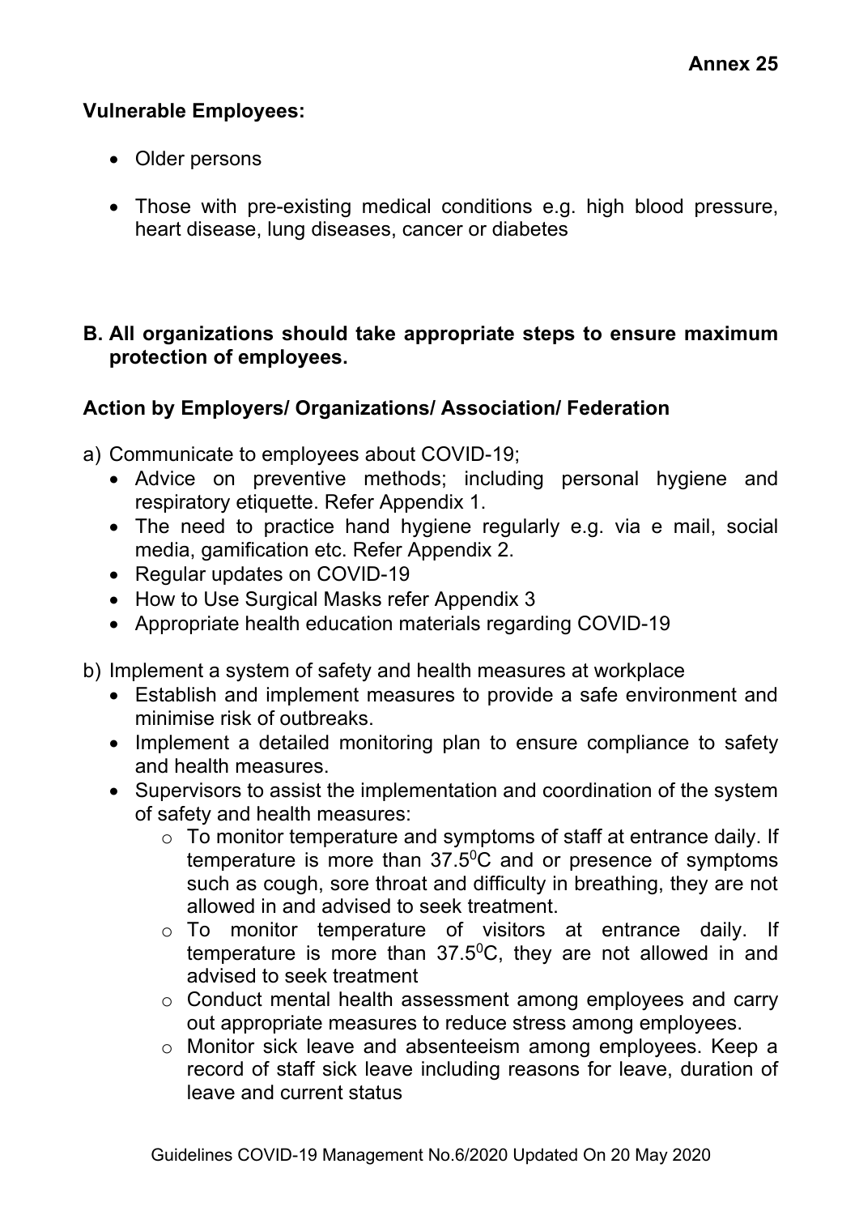**Annex 25**

**Vulnerable Employees:**

- Older persons
- Those with pre-existing medical conditions e.g. high blood pressure, heart disease, lung diseases, cancer or diabetes

**B. All organizations should take appropriate steps to ensure maximum protection of employees.**

**Action by Employers/ Organizations/ Association/ Federation**

a) Communicate to employees about COVID-19;
   - Advice on preventive methods; including personal hygiene and respiratory etiquette. Refer Appendix 1.
   - The need to practice hand hygiene regularly e.g. via e mail, social media, gamification etc. Refer Appendix 2.
   - Regular updates on COVID-19
   - How to Use Surgical Masks refer Appendix 3
   - Appropriate health education materials regarding COVID-19

b) Implement a system of safety and health measures at workplace
   - Establish and implement measures to provide a safe environment and minimise risk of outbreaks.
   - Implement a detailed monitoring plan to ensure compliance to safety and health measures.
   - Supervisors to assist the implementation and coordination of the system of safety and health measures:
     - To monitor temperature and symptoms of staff at entrance daily. If temperature is more than $37.5^0$C and or presence of symptoms such as cough, sore throat and difficulty in breathing, they are not allowed in and advised to seek treatment.
     - To monitor temperature of visitors at entrance daily. If temperature is more than $37.5^0$C, they are not allowed in and advised to seek treatment
     - Conduct mental health assessment among employees and carry out appropriate measures to reduce stress among employees.
     - Monitor sick leave and absenteeism among employees. Keep a record of staff sick leave including reasons for leave, duration of leave and current status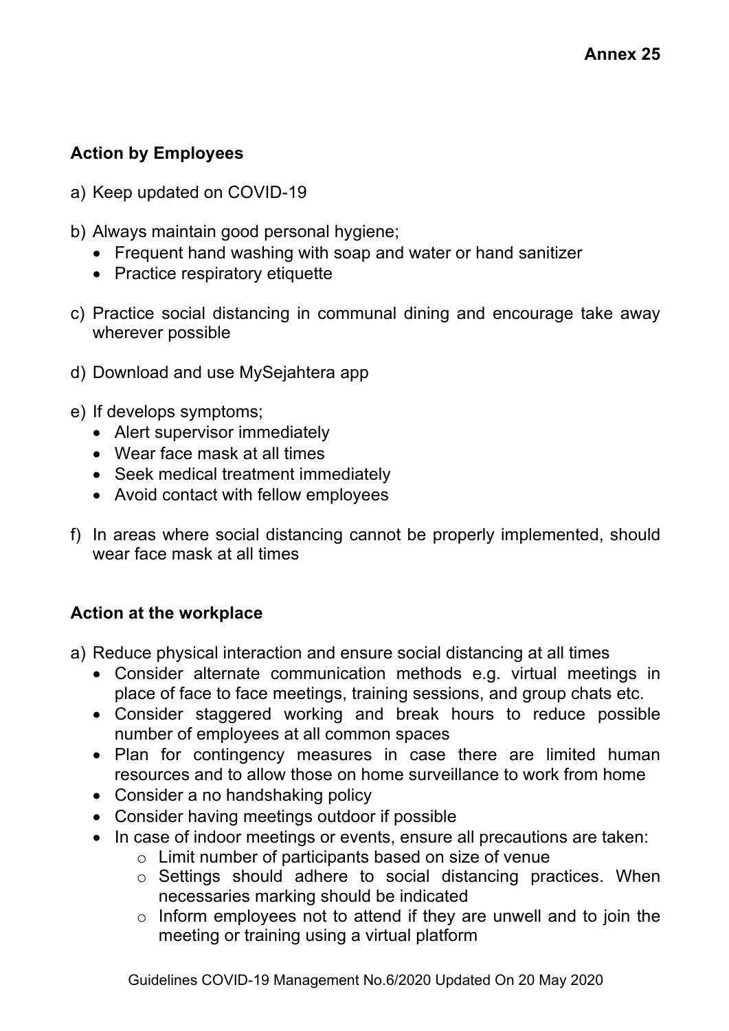**Annex 25**

**Action by Employees**

a) Keep updated on COVID-19

b) Always maintain good personal hygiene;
   - Frequent hand washing with soap and water or hand sanitizer
   - Practice respiratory etiquette

c) Practice social distancing in communal dining and encourage take away wherever possible

d) Download and use MySejahtera app

e) If develops symptoms;
   - Alert supervisor immediately
   - Wear face mask at all times
   - Seek medical treatment immediately
   - Avoid contact with fellow employees

f) In areas where social distancing cannot be properly implemented, should wear face mask at all times

**Action at the workplace**

a) Reduce physical interaction and ensure social distancing at all times
   - Consider alternate communication methods e.g. virtual meetings in place of face to face meetings, training sessions, and group chats etc.
   - Consider staggered working and break hours to reduce possible number of employees at all common spaces
   - Plan for contingency measures in case there are limited human resources and to allow those on home surveillance to work from home
   - Consider a no handshaking policy
   - Consider having meetings outdoor if possible
   - In case of indoor meetings or events, ensure all precautions are taken:
     - Limit number of participants based on size of venue
     - Settings should adhere to social distancing practices. When necessaries marking should be indicated
     - Inform employees not to attend if they are unwell and to join the meeting or training using a virtual platform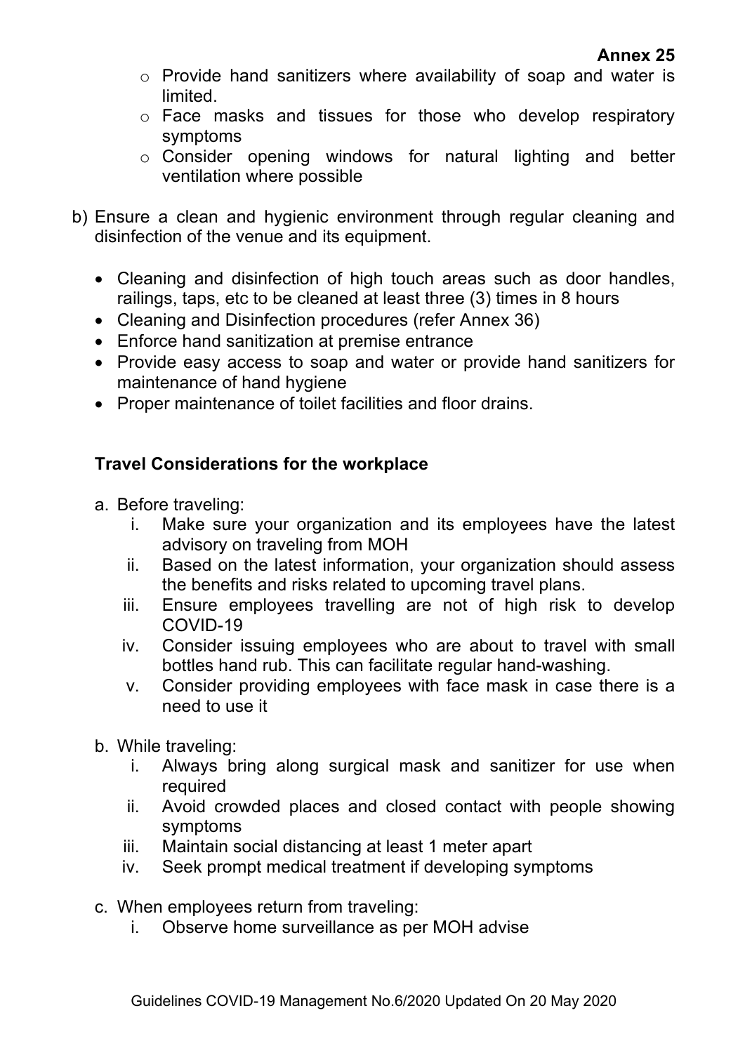**Annex 25**

- Provide hand sanitizers where availability of soap and water is limited.
- Face masks and tissues for those who develop respiratory symptoms
- Consider opening windows for natural lighting and better ventilation where possible

b) Ensure a clean and hygienic environment through regular cleaning and disinfection of the venue and its equipment.

- Cleaning and disinfection of high touch areas such as door handles, railings, taps, etc to be cleaned at least three (3) times in 8 hours
- Cleaning and Disinfection procedures (refer Annex 36)
- Enforce hand sanitization at premise entrance
- Provide easy access to soap and water or provide hand sanitizers for maintenance of hand hygiene
- Proper maintenance of toilet facilities and floor drains.

**Travel Considerations for the workplace**

a. Before traveling:
   i. Make sure your organization and its employees have the latest advisory on traveling from MOH
   ii. Based on the latest information, your organization should assess the benefits and risks related to upcoming travel plans.
   iii. Ensure employees travelling are not of high risk to develop COVID-19
   iv. Consider issuing employees who are about to travel with small bottles hand rub. This can facilitate regular hand-washing.
   v. Consider providing employees with face mask in case there is a need to use it

b. While traveling:
   i. Always bring along surgical mask and sanitizer for use when required
   ii. Avoid crowded places and closed contact with people showing symptoms
   iii. Maintain social distancing at least 1 meter apart
   iv. Seek prompt medical treatment if developing symptoms

c. When employees return from traveling:
   i. Observe home surveillance as per MOH advise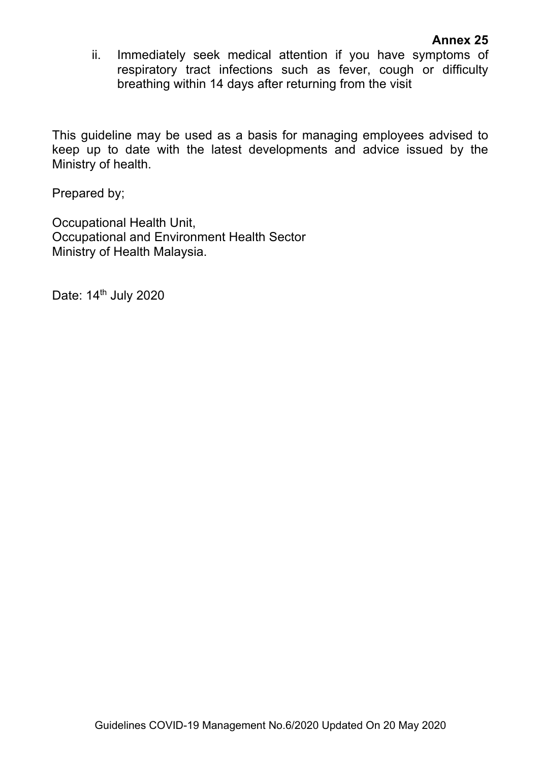**Annex 25**

ii. Immediately seek medical attention if you have symptoms of respiratory tract infections such as fever, cough or difficulty breathing within 14 days after returning from the visit

This guideline may be used as a basis for managing employees advised to keep up to date with the latest developments and advice issued by the Ministry of health.

Prepared by;

Occupational Health Unit,
Occupational and Environment Health Sector
Ministry of Health Malaysia.

Date: 14th July 2020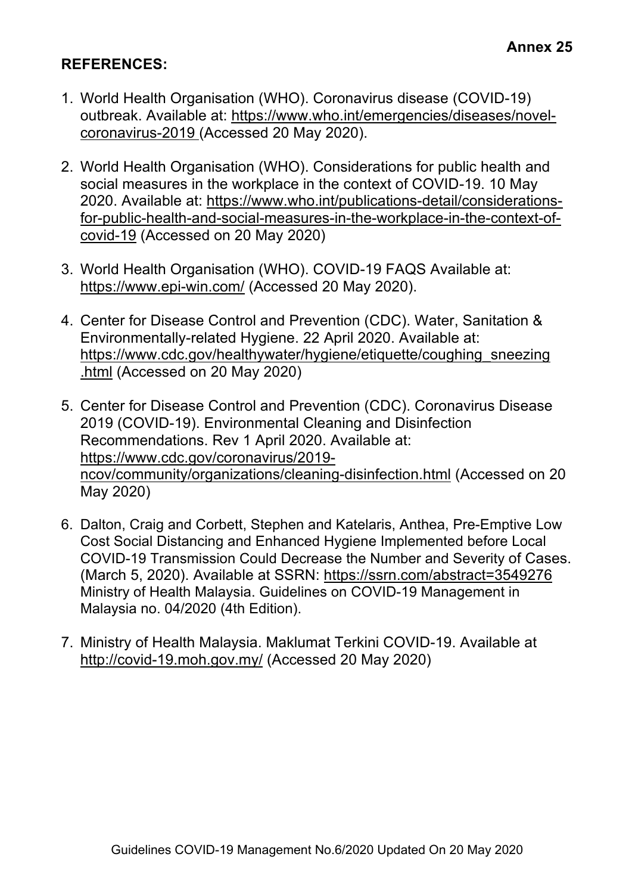**Annex 25**

## REFERENCES:

1. World Health Organisation (WHO). Coronavirus disease (COVID-19) outbreak. Available at: https://www.who.int/emergencies/diseases/novel-coronavirus-2019 (Accessed 20 May 2020).

2. World Health Organisation (WHO). Considerations for public health and social measures in the workplace in the context of COVID-19. 10 May 2020. Available at: https://www.who.int/publications-detail/considerations-for-public-health-and-social-measures-in-the-workplace-in-the-context-of-covid-19 (Accessed on 20 May 2020)

3. World Health Organisation (WHO). COVID-19 FAQS Available at: https://www.epi-win.com/ (Accessed 20 May 2020).

4. Center for Disease Control and Prevention (CDC). Water, Sanitation & Environmentally-related Hygiene. 22 April 2020. Available at: https://www.cdc.gov/healthywater/hygiene/etiquette/coughing_sneezing.html (Accessed on 20 May 2020)

5. Center for Disease Control and Prevention (CDC). Coronavirus Disease 2019 (COVID-19). Environmental Cleaning and Disinfection Recommendations. Rev 1 April 2020. Available at: https://www.cdc.gov/coronavirus/2019-ncov/community/organizations/cleaning-disinfection.html (Accessed on 20 May 2020)

6. Dalton, Craig and Corbett, Stephen and Katelaris, Anthea, Pre-Emptive Low Cost Social Distancing and Enhanced Hygiene Implemented before Local COVID-19 Transmission Could Decrease the Number and Severity of Cases. (March 5, 2020). Available at SSRN: https://ssrn.com/abstract=3549276 Ministry of Health Malaysia. Guidelines on COVID-19 Management in Malaysia no. 04/2020 (4th Edition).

7. Ministry of Health Malaysia. Maklumat Terkini COVID-19. Available at http://covid-19.moh.gov.my/ (Accessed 20 May 2020)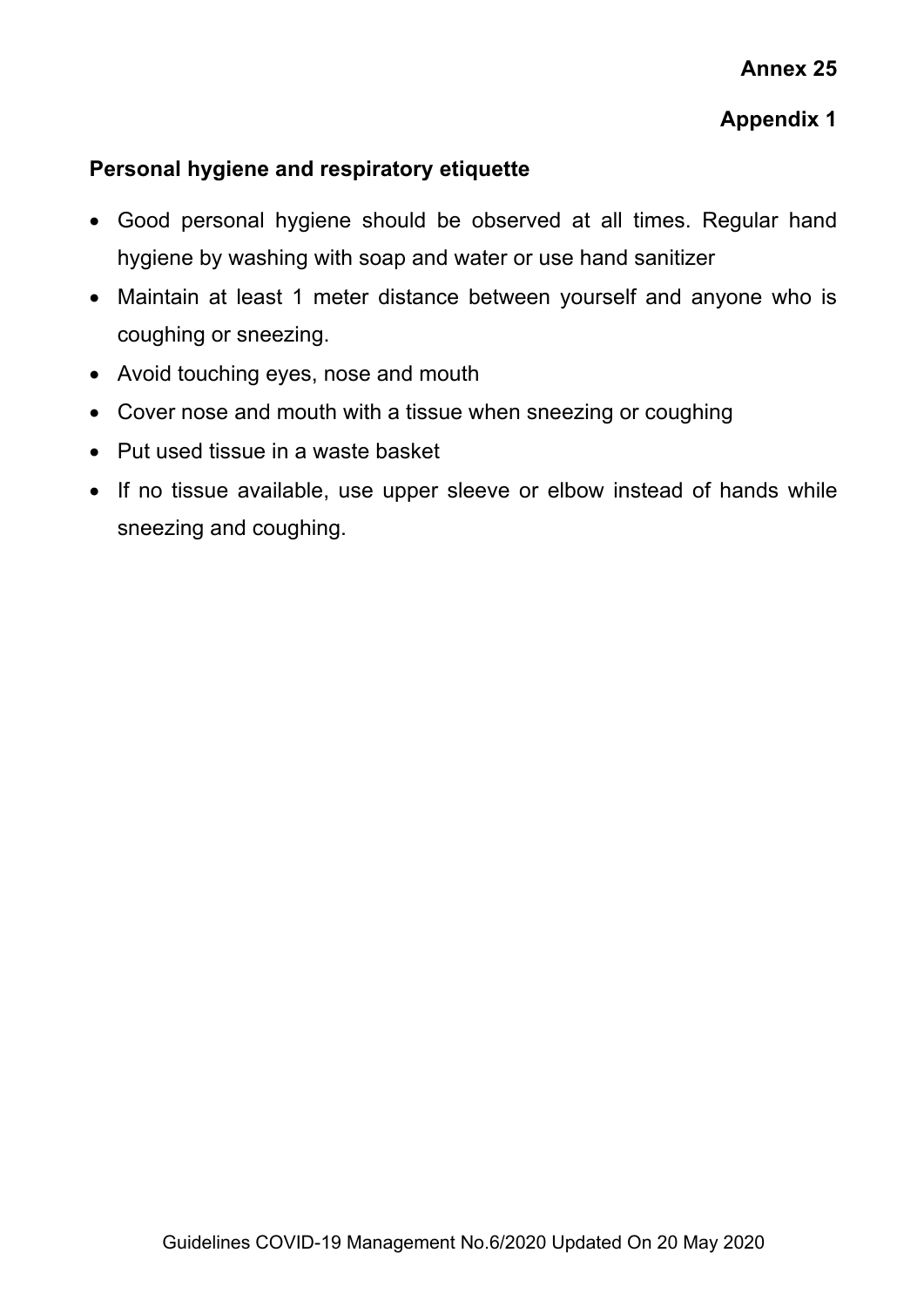**Annex 25**

**Appendix 1**

**Personal hygiene and respiratory etiquette**

- Good personal hygiene should be observed at all times. Regular hand hygiene by washing with soap and water or use hand sanitizer
- Maintain at least 1 meter distance between yourself and anyone who is coughing or sneezing.
- Avoid touching eyes, nose and mouth
- Cover nose and mouth with a tissue when sneezing or coughing
- Put used tissue in a waste basket
- If no tissue available, use upper sleeve or elbow instead of hands while sneezing and coughing.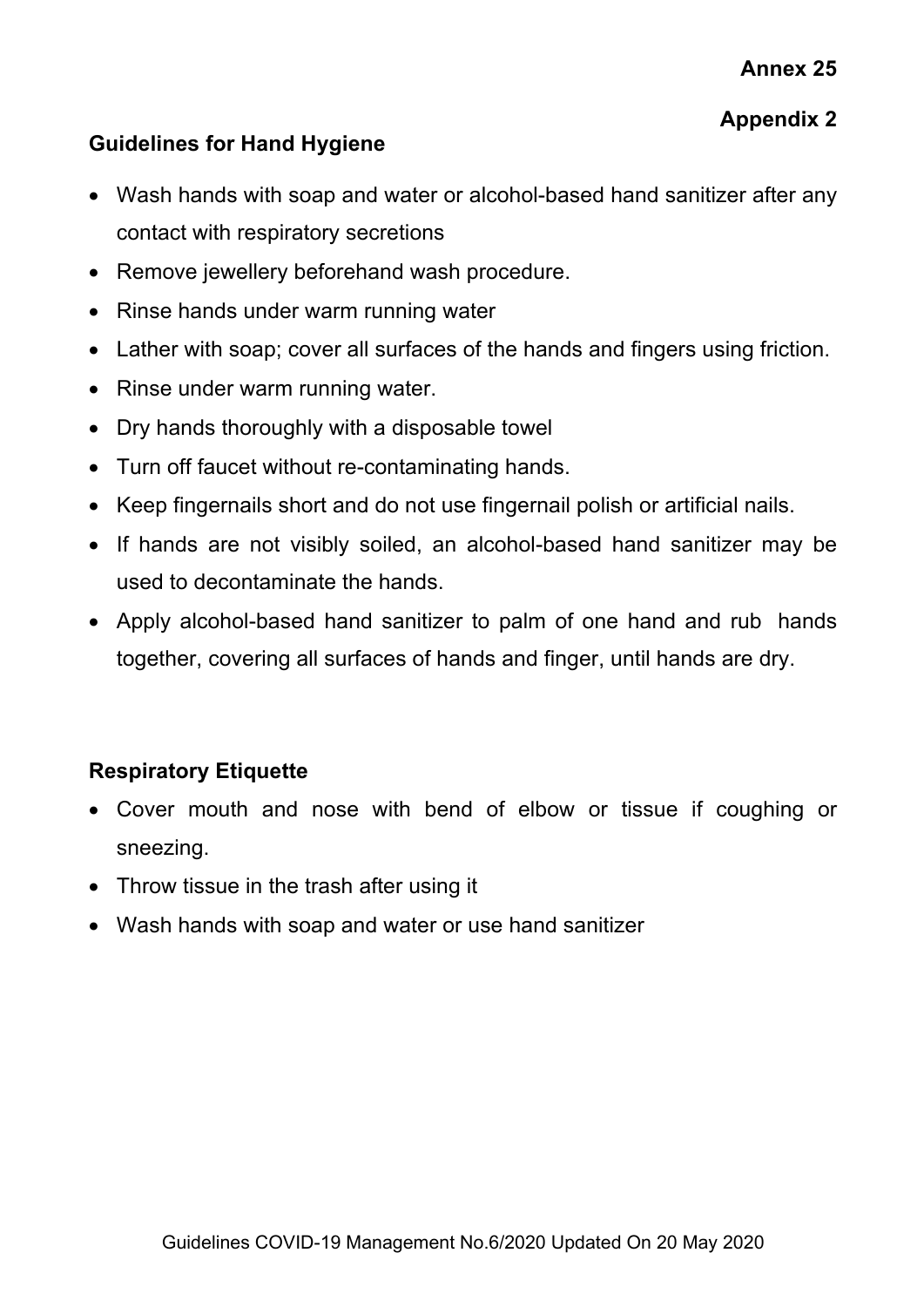**Annex 25**

**Appendix 2**

## Guidelines for Hand Hygiene

- Wash hands with soap and water or alcohol-based hand sanitizer after any contact with respiratory secretions
- Remove jewellery beforehand wash procedure.
- Rinse hands under warm running water
- Lather with soap; cover all surfaces of the hands and fingers using friction.
- Rinse under warm running water.
- Dry hands thoroughly with a disposable towel
- Turn off faucet without re-contaminating hands.
- Keep fingernails short and do not use fingernail polish or artificial nails.
- If hands are not visibly soiled, an alcohol-based hand sanitizer may be used to decontaminate the hands.
- Apply alcohol-based hand sanitizer to palm of one hand and rub hands together, covering all surfaces of hands and finger, until hands are dry.

## Respiratory Etiquette

- Cover mouth and nose with bend of elbow or tissue if coughing or sneezing.
- Throw tissue in the trash after using it
- Wash hands with soap and water or use hand sanitizer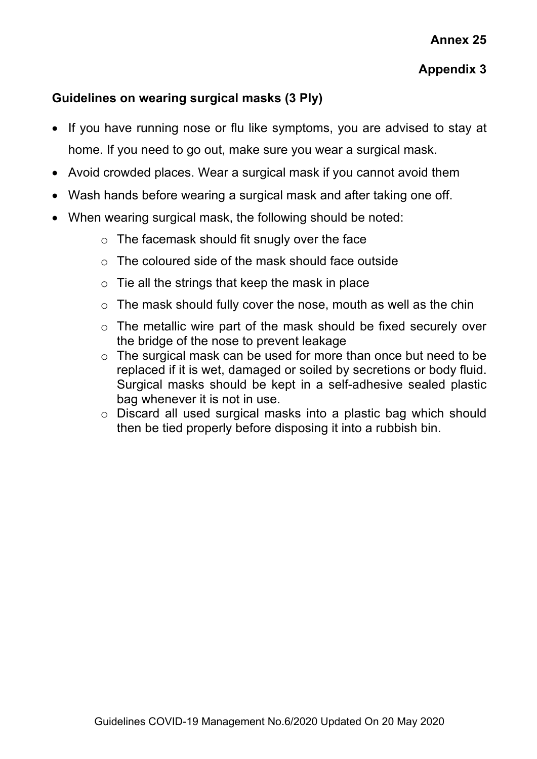**Annex 25**

**Appendix 3**

**Guidelines on wearing surgical masks (3 Ply)**

- If you have running nose or flu like symptoms, you are advised to stay at home. If you need to go out, make sure you wear a surgical mask.
- Avoid crowded places. Wear a surgical mask if you cannot avoid them
- Wash hands before wearing a surgical mask and after taking one off.
- When wearing surgical mask, the following should be noted:
    - The facemask should fit snugly over the face
    - The coloured side of the mask should face outside
    - Tie all the strings that keep the mask in place
    - The mask should fully cover the nose, mouth as well as the chin
    - The metallic wire part of the mask should be fixed securely over the bridge of the nose to prevent leakage
    - The surgical mask can be used for more than once but need to be replaced if it is wet, damaged or soiled by secretions or body fluid. Surgical masks should be kept in a self-adhesive sealed plastic bag whenever it is not in use.
    - Discard all used surgical masks into a plastic bag which should then be tied properly before disposing it into a rubbish bin.